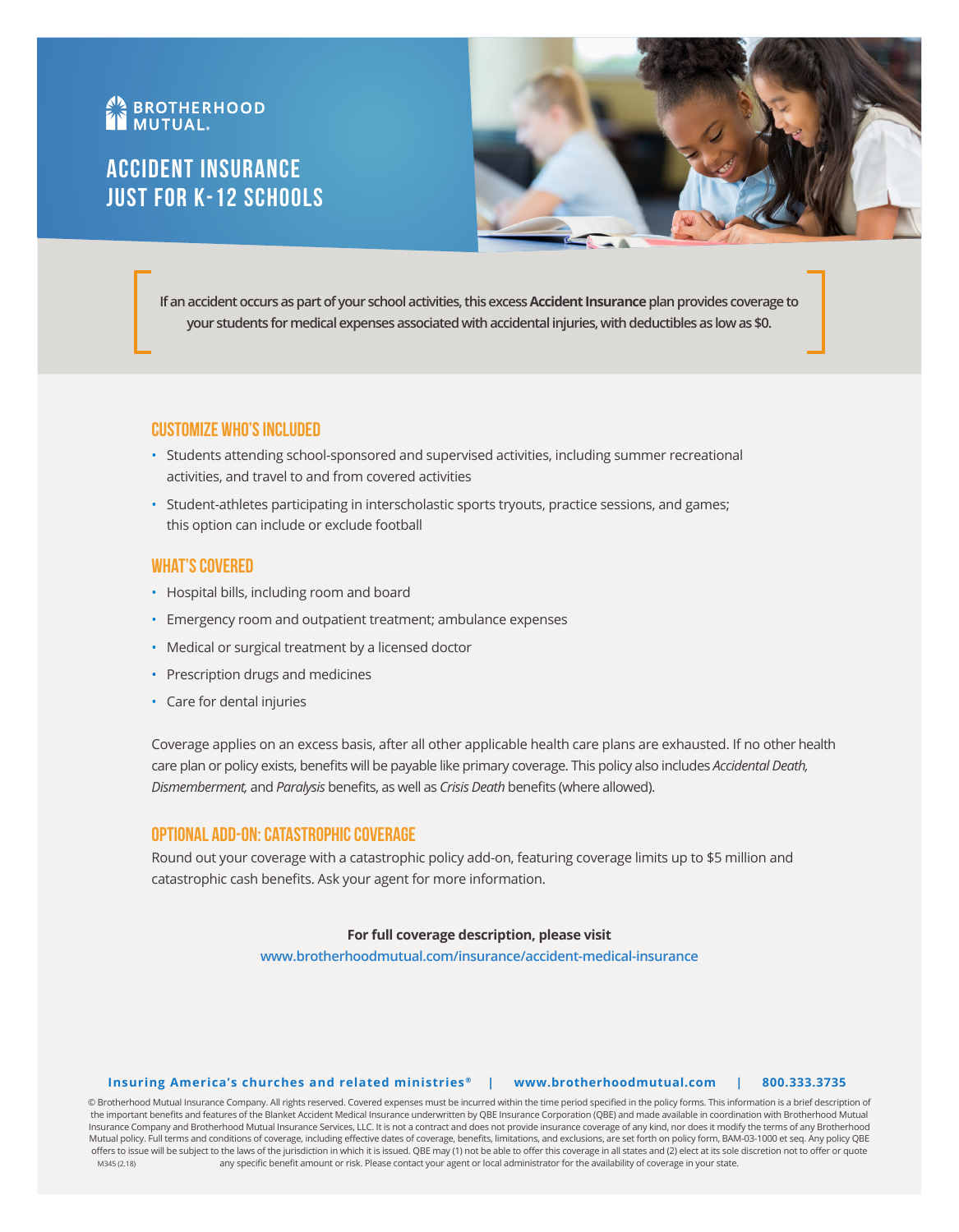BROTHERHOOD MUTUAL.

# ACCIDENT INSURANCE JUST FOR K-12 SCHOOLS

If an accident occurs as part of your school activities, this excess **Accident Insurance** plan provides coverage to your students for medical expenses associated with accidental injuries, with deductibles as low as $0.

## CUSTOMIZE WHO'S INCLUDED

- Students attending school-sponsored and supervised activities, including summer recreational activities, and travel to and from covered activities
- Student-athletes participating in interscholastic sports tryouts, practice sessions, and games; this option can include or exclude football

## WHAT'S COVERED

- Hospital bills, including room and board
- Emergency room and outpatient treatment; ambulance expenses
- Medical or surgical treatment by a licensed doctor
- Prescription drugs and medicines
- Care for dental injuries

Coverage applies on an excess basis, after all other applicable health care plans are exhausted. If no other health care plan or policy exists, benefits will be payable like primary coverage. This policy also includes *Accidental Death, Dismemberment,* and *Paralysis* benefits, as well as *Crisis Death* benefits (where allowed).

## OPTIONAL ADD-ON: CATASTROPHIC COVERAGE

Round out your coverage with a catastrophic policy add-on, featuring coverage limits up to $5 million and catastrophic cash benefits. Ask your agent for more information.

**For full coverage description, please visit**
www.brotherhoodmutual.com/insurance/accident-medical-insurance

**Insuring America's churches and related ministries® | www.brotherhoodmutual.com | 800.333.3735**

© Brotherhood Mutual Insurance Company. All rights reserved. Covered expenses must be incurred within the time period specified in the policy forms. This information is a brief description of the important benefits and features of the Blanket Accident Medical Insurance underwritten by QBE Insurance Corporation (QBE) and made available in coordination with Brotherhood Mutual Insurance Company and Brotherhood Mutual Insurance Services, LLC. It is not a contract and does not provide insurance coverage of any kind, nor does it modify the terms of any Brotherhood Mutual policy. Full terms and conditions of coverage, including effective dates of coverage, benefits, limitations, and exclusions, are set forth on policy form, BAM-03-1000 et seq. Any policy QBE offers to issue will be subject to the laws of the jurisdiction in which it is issued. QBE may (1) not be able to offer this coverage in all states and (2) elect at its sole discretion not to offer or quote any specific benefit amount or risk. Please contact your agent or local administrator for the availability of coverage in your state.

M345 (2.18)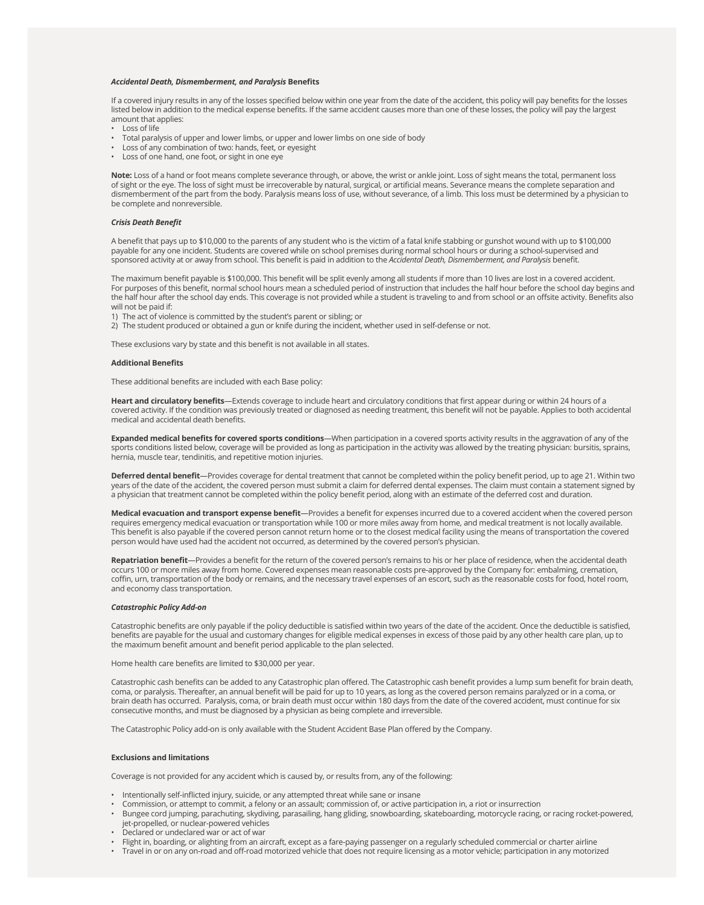### *Accidental Death, Dismemberment, and Paralysis* Benefits

If a covered injury results in any of the losses specified below within one year from the date of the accident, this policy will pay benefits for the losses listed below in addition to the medical expense benefits. If the same accident causes more than one of these losses, the policy will pay the largest amount that applies:

- Loss of life
- Total paralysis of upper and lower limbs, or upper and lower limbs on one side of body
- Loss of any combination of two: hands, feet, or eyesight
- Loss of one hand, one foot, or sight in one eye

**Note:** Loss of a hand or foot means complete severance through, or above, the wrist or ankle joint. Loss of sight means the total, permanent loss of sight or the eye. The loss of sight must be irrecoverable by natural, surgical, or artificial means. Severance means the complete separation and dismemberment of the part from the body. Paralysis means loss of use, without severance, of a limb. This loss must be determined by a physician to be complete and nonreversible.

### *Crisis Death Benefit*

A benefit that pays up to $10,000 to the parents of any student who is the victim of a fatal knife stabbing or gunshot wound with up to $100,000 payable for any one incident. Students are covered while on school premises during normal school hours or during a school-supervised and sponsored activity at or away from school. This benefit is paid in addition to the *Accidental Death, Dismemberment, and Paralysis* benefit.

The maximum benefit payable is $100,000. This benefit will be split evenly among all students if more than 10 lives are lost in a covered accident. For purposes of this benefit, normal school hours mean a scheduled period of instruction that includes the half hour before the school day begins and the half hour after the school day ends. This coverage is not provided while a student is traveling to and from school or an offsite activity. Benefits also will not be paid if:

1) The act of violence is committed by the student's parent or sibling; or
2) The student produced or obtained a gun or knife during the incident, whether used in self-defense or not.

These exclusions vary by state and this benefit is not available in all states.

### Additional Benefits

These additional benefits are included with each Base policy:

**Heart and circulatory benefits**—Extends coverage to include heart and circulatory conditions that first appear during or within 24 hours of a covered activity. If the condition was previously treated or diagnosed as needing treatment, this benefit will not be payable. Applies to both accidental medical and accidental death benefits.

**Expanded medical benefits for covered sports conditions**—When participation in a covered sports activity results in the aggravation of any of the sports conditions listed below, coverage will be provided as long as participation in the activity was allowed by the treating physician: bursitis, sprains, hernia, muscle tear, tendinitis, and repetitive motion injuries.

**Deferred dental benefit**—Provides coverage for dental treatment that cannot be completed within the policy benefit period, up to age 21. Within two years of the date of the accident, the covered person must submit a claim for deferred dental expenses. The claim must contain a statement signed by a physician that treatment cannot be completed within the policy benefit period, along with an estimate of the deferred cost and duration.

**Medical evacuation and transport expense benefit**—Provides a benefit for expenses incurred due to a covered accident when the covered person requires emergency medical evacuation or transportation while 100 or more miles away from home, and medical treatment is not locally available. This benefit is also payable if the covered person cannot return home or to the closest medical facility using the means of transportation the covered person would have used had the accident not occurred, as determined by the covered person's physician.

**Repatriation benefit**—Provides a benefit for the return of the covered person's remains to his or her place of residence, when the accidental death occurs 100 or more miles away from home. Covered expenses mean reasonable costs pre-approved by the Company for: embalming, cremation, coffin, urn, transportation of the body or remains, and the necessary travel expenses of an escort, such as the reasonable costs for food, hotel room, and economy class transportation.

### *Catastrophic Policy Add-on*

Catastrophic benefits are only payable if the policy deductible is satisfied within two years of the date of the accident. Once the deductible is satisfied, benefits are payable for the usual and customary changes for eligible medical expenses in excess of those paid by any other health care plan, up to the maximum benefit amount and benefit period applicable to the plan selected.

Home health care benefits are limited to $30,000 per year.

Catastrophic cash benefits can be added to any Catastrophic plan offered. The Catastrophic cash benefit provides a lump sum benefit for brain death, coma, or paralysis. Thereafter, an annual benefit will be paid for up to 10 years, as long as the covered person remains paralyzed or in a coma, or brain death has occurred. Paralysis, coma, or brain death must occur within 180 days from the date of the covered accident, must continue for six consecutive months, and must be diagnosed by a physician as being complete and irreversible.

The Catastrophic Policy add-on is only available with the Student Accident Base Plan offered by the Company.

### Exclusions and limitations

Coverage is not provided for any accident which is caused by, or results from, any of the following:

- Intentionally self-inflicted injury, suicide, or any attempted threat while sane or insane
- Commission, or attempt to commit, a felony or an assault; commission of, or active participation in, a riot or insurrection
- Bungee cord jumping, parachuting, skydiving, parasailing, hang gliding, snowboarding, skateboarding, motorcycle racing, or racing rocket-powered, jet-propelled, or nuclear-powered vehicles
- Declared or undeclared war or act of war
- Flight in, boarding, or alighting from an aircraft, except as a fare-paying passenger on a regularly scheduled commercial or charter airline
- Travel in or on any on-road and off-road motorized vehicle that does not require licensing as a motor vehicle; participation in any motorized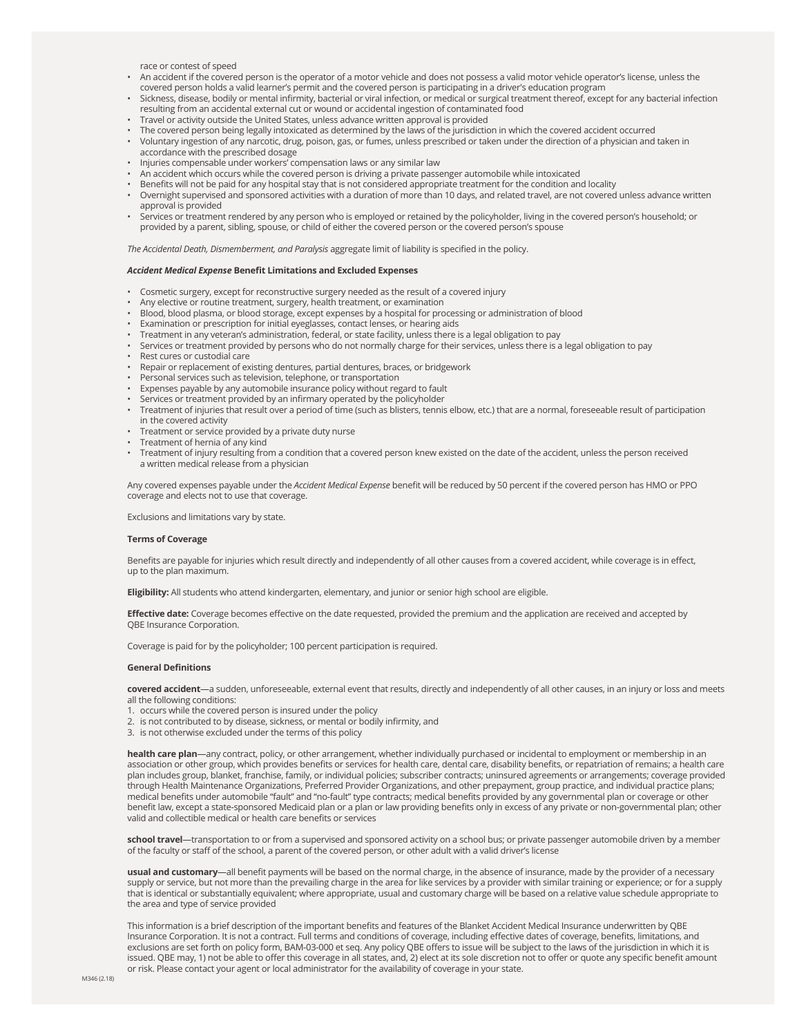race or contest of speed

- An accident if the covered person is the operator of a motor vehicle and does not possess a valid motor vehicle operator's license, unless the covered person holds a valid learner's permit and the covered person is participating in a driver's education program
- Sickness, disease, bodily or mental infirmity, bacterial or viral infection, or medical or surgical treatment thereof, except for any bacterial infection resulting from an accidental external cut or wound or accidental ingestion of contaminated food
- Travel or activity outside the United States, unless advance written approval is provided
- The covered person being legally intoxicated as determined by the laws of the jurisdiction in which the covered accident occurred
- Voluntary ingestion of any narcotic, drug, poison, gas, or fumes, unless prescribed or taken under the direction of a physician and taken in accordance with the prescribed dosage
- Injuries compensable under workers' compensation laws or any similar law
- An accident which occurs while the covered person is driving a private passenger automobile while intoxicated
- Benefits will not be paid for any hospital stay that is not considered appropriate treatment for the condition and locality
- Overnight supervised and sponsored activities with a duration of more than 10 days, and related travel, are not covered unless advance written approval is provided
- Services or treatment rendered by any person who is employed or retained by the policyholder, living in the covered person's household; or provided by a parent, sibling, spouse, or child of either the covered person or the covered person's spouse

*The Accidental Death, Dismemberment, and Paralysis* aggregate limit of liability is specified in the policy.

### *Accident Medical Expense* Benefit Limitations and Excluded Expenses

- Cosmetic surgery, except for reconstructive surgery needed as the result of a covered injury
- Any elective or routine treatment, surgery, health treatment, or examination
- Blood, blood plasma, or blood storage, except expenses by a hospital for processing or administration of blood
- Examination or prescription for initial eyeglasses, contact lenses, or hearing aids
- Treatment in any veteran's administration, federal, or state facility, unless there is a legal obligation to pay
- Services or treatment provided by persons who do not normally charge for their services, unless there is a legal obligation to pay
- Rest cures or custodial care
- Repair or replacement of existing dentures, partial dentures, braces, or bridgework
- Personal services such as television, telephone, or transportation
- Expenses payable by any automobile insurance policy without regard to fault
- Services or treatment provided by an infirmary operated by the policyholder
- Treatment of injuries that result over a period of time (such as blisters, tennis elbow, etc.) that are a normal, foreseeable result of participation in the covered activity
- Treatment or service provided by a private duty nurse
- Treatment of hernia of any kind
- Treatment of injury resulting from a condition that a covered person knew existed on the date of the accident, unless the person received a written medical release from a physician

Any covered expenses payable under the *Accident Medical Expense* benefit will be reduced by 50 percent if the covered person has HMO or PPO coverage and elects not to use that coverage.

Exclusions and limitations vary by state.

### Terms of Coverage

Benefits are payable for injuries which result directly and independently of all other causes from a covered accident, while coverage is in effect, up to the plan maximum.

**Eligibility:** All students who attend kindergarten, elementary, and junior or senior high school are eligible.

**Effective date:** Coverage becomes effective on the date requested, provided the premium and the application are received and accepted by QBE Insurance Corporation.

Coverage is paid for by the policyholder; 100 percent participation is required.

### General Definitions

**covered accident**—a sudden, unforeseeable, external event that results, directly and independently of all other causes, in an injury or loss and meets all the following conditions:

1. occurs while the covered person is insured under the policy
2. is not contributed to by disease, sickness, or mental or bodily infirmity, and
3. is not otherwise excluded under the terms of this policy

**health care plan**—any contract, policy, or other arrangement, whether individually purchased or incidental to employment or membership in an association or other group, which provides benefits or services for health care, dental care, disability benefits, or repatriation of remains; a health care plan includes group, blanket, franchise, family, or individual policies; subscriber contracts; uninsured agreements or arrangements; coverage provided through Health Maintenance Organizations, Preferred Provider Organizations, and other prepayment, group practice, and individual practice plans; medical benefits under automobile "fault" and "no-fault" type contracts; medical benefits provided by any governmental plan or coverage or other benefit law, except a state-sponsored Medicaid plan or a plan or law providing benefits only in excess of any private or non-governmental plan; other valid and collectible medical or health care benefits or services

**school travel**—transportation to or from a supervised and sponsored activity on a school bus; or private passenger automobile driven by a member of the faculty or staff of the school, a parent of the covered person, or other adult with a valid driver's license

**usual and customary**—all benefit payments will be based on the normal charge, in the absence of insurance, made by the provider of a necessary supply or service, but not more than the prevailing charge in the area for like services by a provider with similar training or experience; or for a supply that is identical or substantially equivalent; where appropriate, usual and customary charge will be based on a relative value schedule appropriate to the area and type of service provided

This information is a brief description of the important benefits and features of the Blanket Accident Medical Insurance underwritten by QBE Insurance Corporation. It is not a contract. Full terms and conditions of coverage, including effective dates of coverage, benefits, limitations, and exclusions are set forth on policy form, BAM-03-000 et seq. Any policy QBE offers to issue will be subject to the laws of the jurisdiction in which it is issued. QBE may, 1) not be able to offer this coverage in all states, and, 2) elect at its sole discretion not to offer or quote any specific benefit amount or risk. Please contact your agent or local administrator for the availability of coverage in your state.

M346 (2.18)